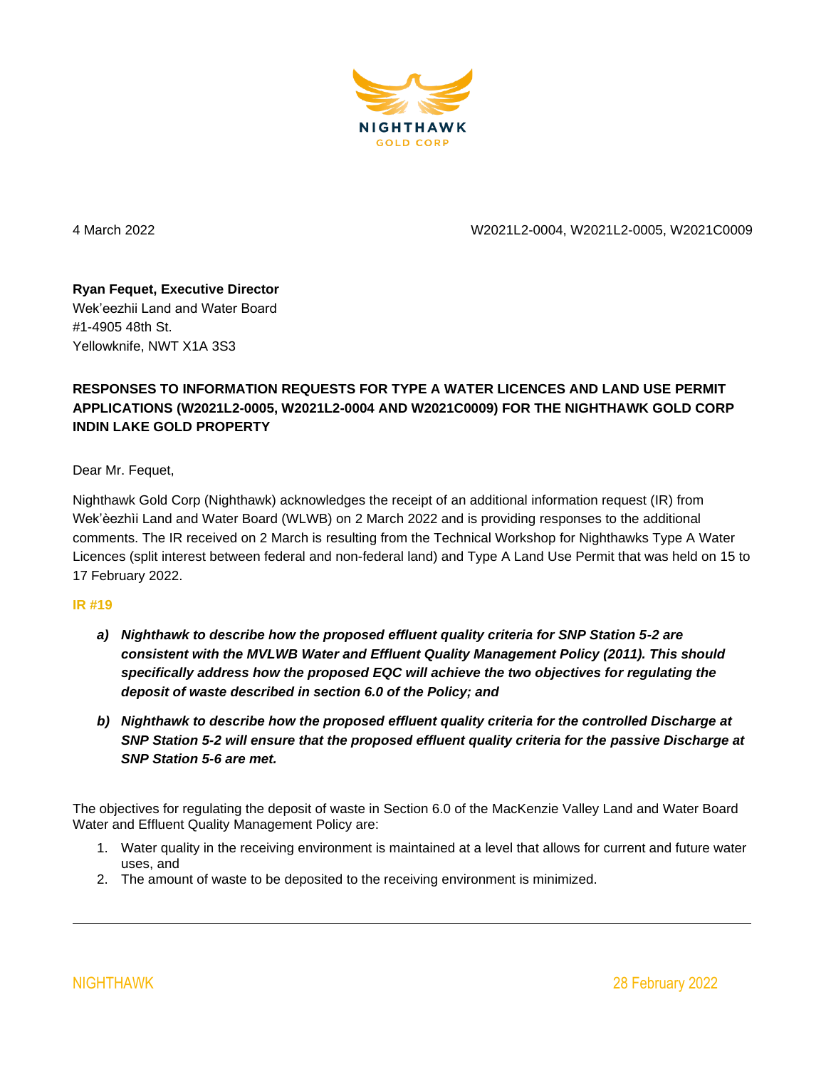NIGHTHAWK
GOLD CORP

4 March 2022 W2021L2-0004, W2021L2-0005, W2021C0009

**Ryan Fequet, Executive Director**
Wek'eezhii Land and Water Board
#1-4905 48th St.
Yellowknife, NWT X1A 3S3

**RESPONSES TO INFORMATION REQUESTS FOR TYPE A WATER LICENCES AND LAND USE PERMIT APPLICATIONS (W2021L2-0005, W2021L2-0004 AND W2021C0009) FOR THE NIGHTHAWK GOLD CORP INDIN LAKE GOLD PROPERTY**

Dear Mr. Fequet,

Nighthawk Gold Corp (Nighthawk) acknowledges the receipt of an additional information request (IR) from Wek'èezhìi Land and Water Board (WLWB) on 2 March 2022 and is providing responses to the additional comments. The IR received on 2 March is resulting from the Technical Workshop for Nighthawks Type A Water Licences (split interest between federal and non-federal land) and Type A Land Use Permit that was held on 15 to 17 February 2022.

**IR #19**

- ***a) Nighthawk to describe how the proposed effluent quality criteria for SNP Station 5-2 are consistent with the MVLWB Water and Effluent Quality Management Policy (2011). This should specifically address how the proposed EQC will achieve the two objectives for regulating the deposit of waste described in section 6.0 of the Policy; and***
- ***b) Nighthawk to describe how the proposed effluent quality criteria for the controlled Discharge at SNP Station 5-2 will ensure that the proposed effluent quality criteria for the passive Discharge at SNP Station 5-6 are met.***

The objectives for regulating the deposit of waste in Section 6.0 of the MacKenzie Valley Land and Water Board Water and Effluent Quality Management Policy are:

1. Water quality in the receiving environment is maintained at a level that allows for current and future water uses, and
2. The amount of waste to be deposited to the receiving environment is minimized.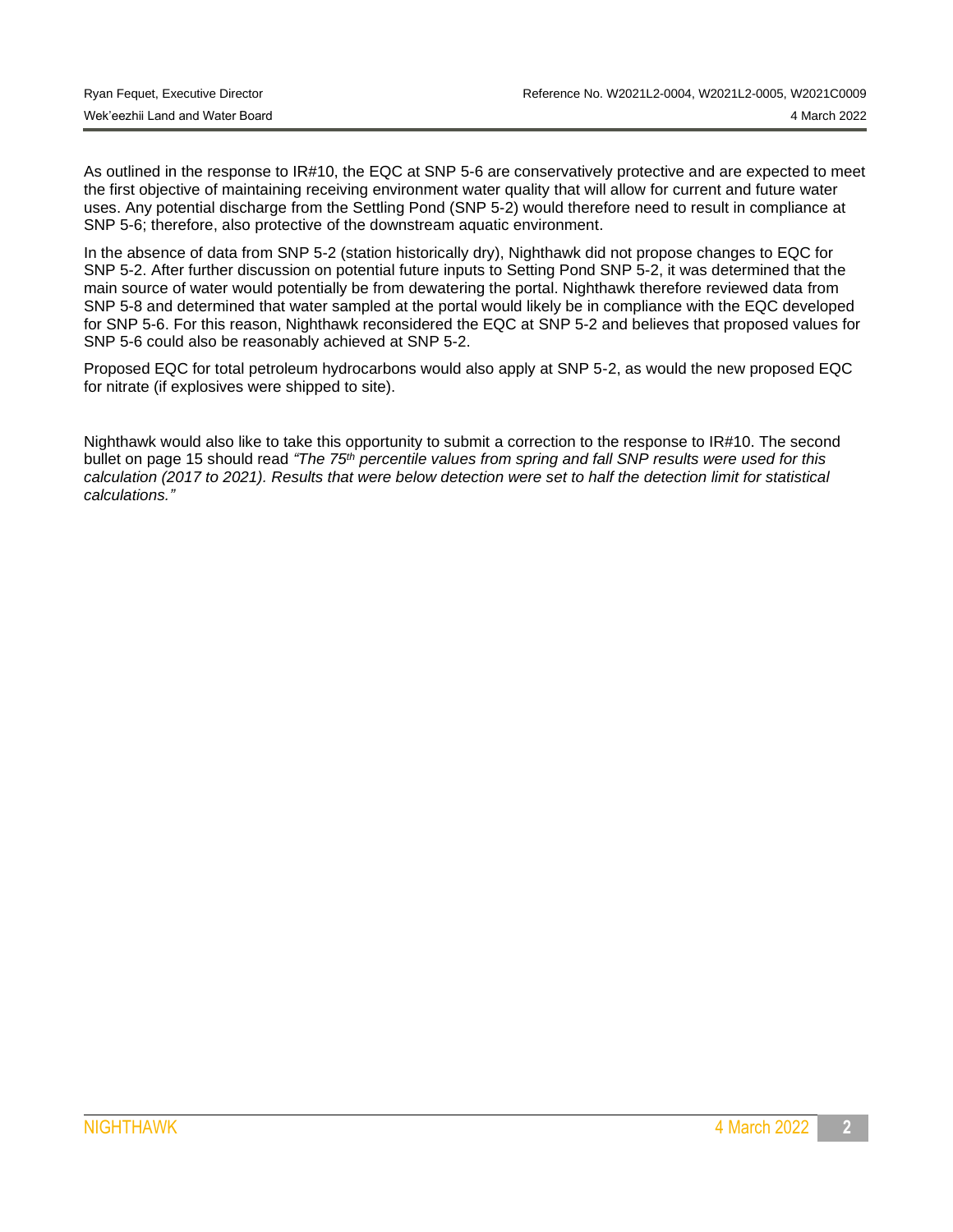As outlined in the response to IR#10, the EQC at SNP 5-6 are conservatively protective and are expected to meet the first objective of maintaining receiving environment water quality that will allow for current and future water uses. Any potential discharge from the Settling Pond (SNP 5-2) would therefore need to result in compliance at SNP 5-6; therefore, also protective of the downstream aquatic environment.

In the absence of data from SNP 5-2 (station historically dry), Nighthawk did not propose changes to EQC for SNP 5-2. After further discussion on potential future inputs to Setting Pond SNP 5-2, it was determined that the main source of water would potentially be from dewatering the portal. Nighthawk therefore reviewed data from SNP 5-8 and determined that water sampled at the portal would likely be in compliance with the EQC developed for SNP 5-6. For this reason, Nighthawk reconsidered the EQC at SNP 5-2 and believes that proposed values for SNP 5-6 could also be reasonably achieved at SNP 5-2.

Proposed EQC for total petroleum hydrocarbons would also apply at SNP 5-2, as would the new proposed EQC for nitrate (if explosives were shipped to site).

Nighthawk would also like to take this opportunity to submit a correction to the response to IR#10. The second bullet on page 15 should read *"The 75th percentile values from spring and fall SNP results were used for this calculation (2017 to 2021). Results that were below detection were set to half the detection limit for statistical calculations."*